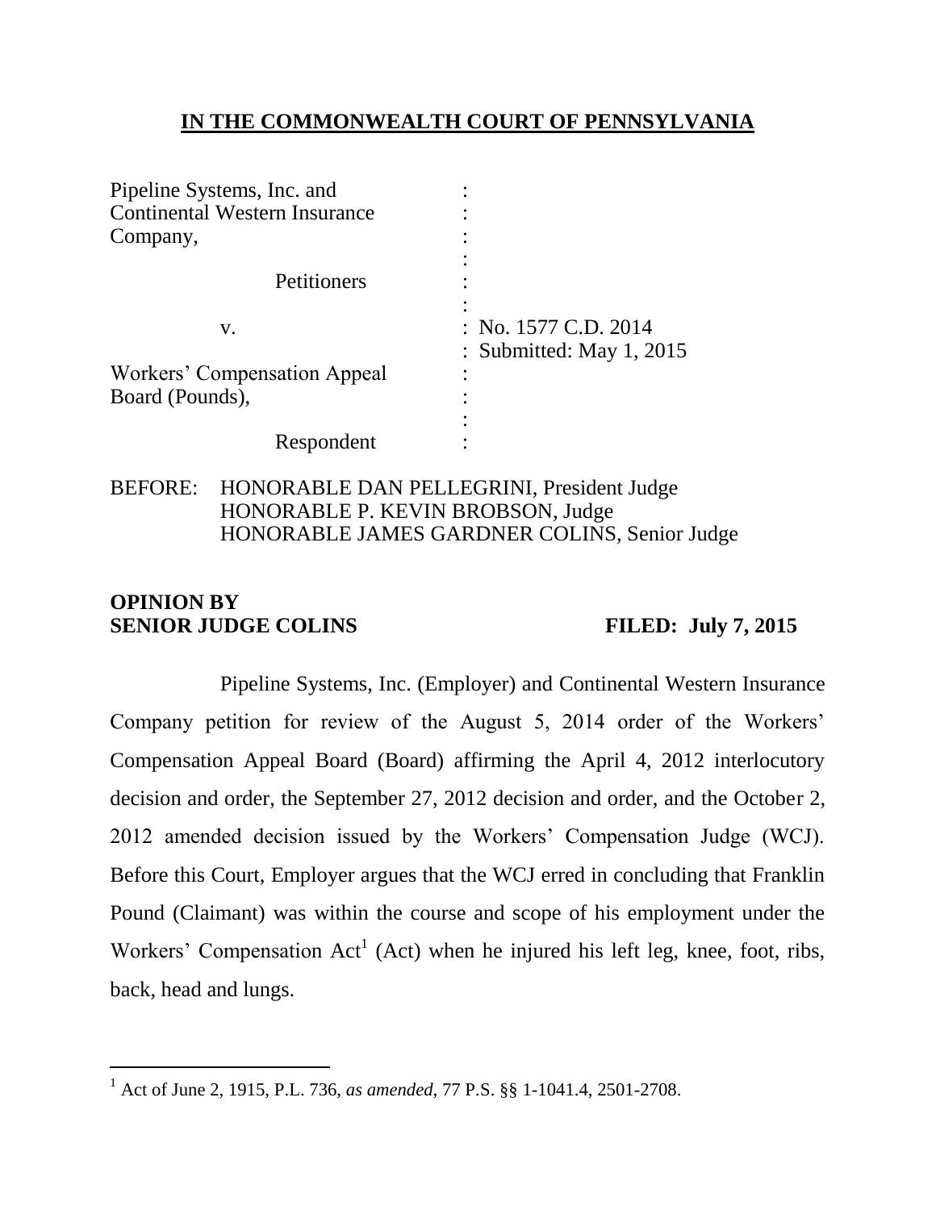# IN THE COMMONWEALTH COURT OF PENNSYLVANIA

| | |
|---|---|
| Pipeline Systems, Inc. and Continental Western Insurance Company, | : |
| Petitioners | : |
| v. | : No. 1577 C.D. 2014 |
| | : Submitted: May 1, 2015 |
| Workers' Compensation Appeal Board (Pounds), | : |
| Respondent | : |

BEFORE: HONORABLE DAN PELLEGRINI, President Judge
HONORABLE P. KEVIN BROBSON, Judge
HONORABLE JAMES GARDNER COLINS, Senior Judge

**OPINION BY**
**SENIOR JUDGE COLINS** **FILED: July 7, 2015**

Pipeline Systems, Inc. (Employer) and Continental Western Insurance Company petition for review of the August 5, 2014 order of the Workers' Compensation Appeal Board (Board) affirming the April 4, 2012 interlocutory decision and order, the September 27, 2012 decision and order, and the October 2, 2012 amended decision issued by the Workers' Compensation Judge (WCJ). Before this Court, Employer argues that the WCJ erred in concluding that Franklin Pound (Claimant) was within the course and scope of his employment under the Workers' Compensation Act[1] (Act) when he injured his left leg, knee, foot, ribs, back, head and lungs.

---

[1] Act of June 2, 1915, P.L. 736, *as amended*, 77 P.S. §§ 1-1041.4, 2501-2708.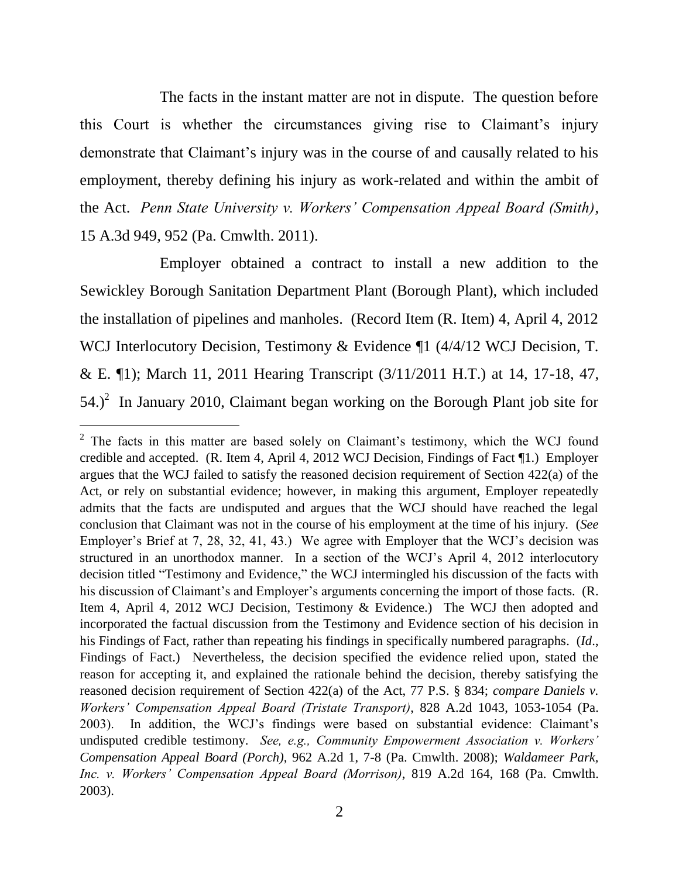The facts in the instant matter are not in dispute. The question before this Court is whether the circumstances giving rise to Claimant's injury demonstrate that Claimant's injury was in the course of and causally related to his employment, thereby defining his injury as work-related and within the ambit of the Act. *Penn State University v. Workers' Compensation Appeal Board (Smith)*, 15 A.3d 949, 952 (Pa. Cmwlth. 2011).

Employer obtained a contract to install a new addition to the Sewickley Borough Sanitation Department Plant (Borough Plant), which included the installation of pipelines and manholes. (Record Item (R. Item) 4, April 4, 2012 WCJ Interlocutory Decision, Testimony & Evidence ¶1 (4/4/12 WCJ Decision, T. & E. ¶1); March 11, 2011 Hearing Transcript (3/11/2011 H.T.) at 14, 17-18, 47, 54.)[2] In January 2010, Claimant began working on the Borough Plant job site for

---

[2] The facts in this matter are based solely on Claimant's testimony, which the WCJ found credible and accepted. (R. Item 4, April 4, 2012 WCJ Decision, Findings of Fact ¶1.) Employer argues that the WCJ failed to satisfy the reasoned decision requirement of Section 422(a) of the Act, or rely on substantial evidence; however, in making this argument, Employer repeatedly admits that the facts are undisputed and argues that the WCJ should have reached the legal conclusion that Claimant was not in the course of his employment at the time of his injury. (*See* Employer's Brief at 7, 28, 32, 41, 43.) We agree with Employer that the WCJ's decision was structured in an unorthodox manner. In a section of the WCJ's April 4, 2012 interlocutory decision titled "Testimony and Evidence," the WCJ intermingled his discussion of the facts with his discussion of Claimant's and Employer's arguments concerning the import of those facts. (R. Item 4, April 4, 2012 WCJ Decision, Testimony & Evidence.) The WCJ then adopted and incorporated the factual discussion from the Testimony and Evidence section of his decision in his Findings of Fact, rather than repeating his findings in specifically numbered paragraphs. (*Id*., Findings of Fact.) Nevertheless, the decision specified the evidence relied upon, stated the reason for accepting it, and explained the rationale behind the decision, thereby satisfying the reasoned decision requirement of Section 422(a) of the Act, 77 P.S. § 834; *compare Daniels v. Workers' Compensation Appeal Board (Tristate Transport)*, 828 A.2d 1043, 1053-1054 (Pa. 2003). In addition, the WCJ's findings were based on substantial evidence: Claimant's undisputed credible testimony. *See, e.g., Community Empowerment Association v. Workers' Compensation Appeal Board (Porch)*, 962 A.2d 1, 7-8 (Pa. Cmwlth. 2008); *Waldameer Park, Inc. v. Workers' Compensation Appeal Board (Morrison)*, 819 A.2d 164, 168 (Pa. Cmwlth. 2003).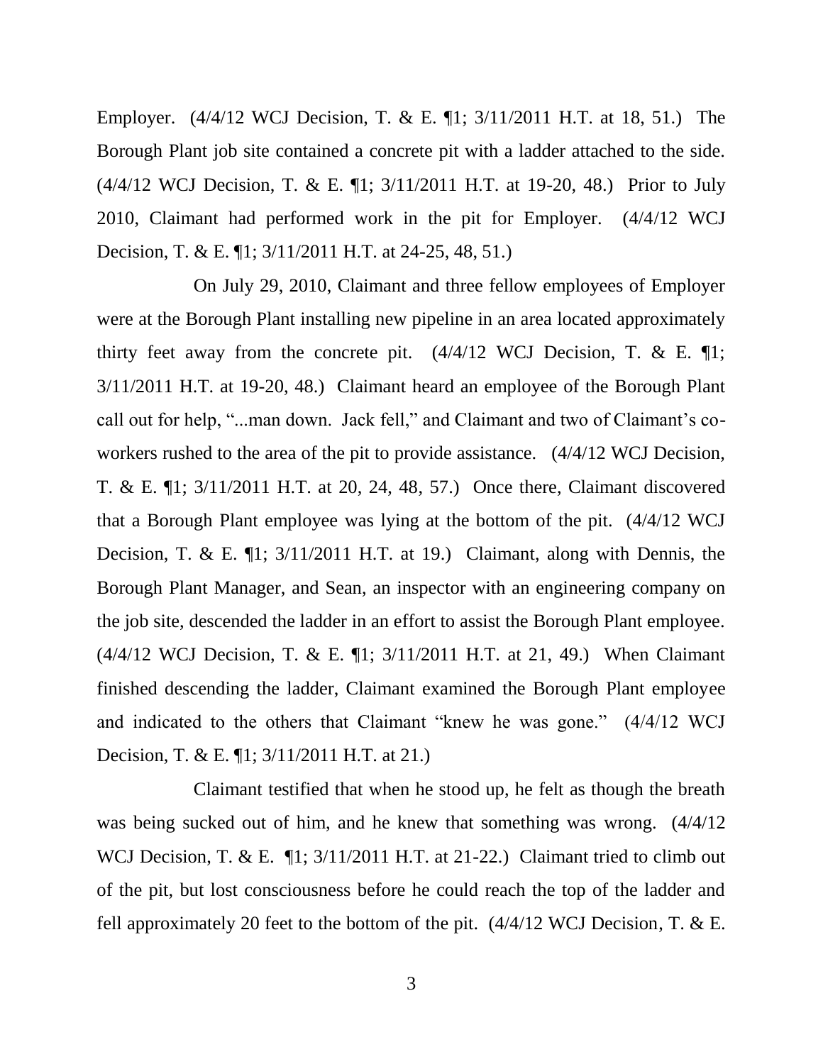Employer. (4/4/12 WCJ Decision, T. & E. ¶1; 3/11/2011 H.T. at 18, 51.) The Borough Plant job site contained a concrete pit with a ladder attached to the side. (4/4/12 WCJ Decision, T. & E. ¶1; 3/11/2011 H.T. at 19-20, 48.) Prior to July 2010, Claimant had performed work in the pit for Employer. (4/4/12 WCJ Decision, T. & E. ¶1; 3/11/2011 H.T. at 24-25, 48, 51.)

On July 29, 2010, Claimant and three fellow employees of Employer were at the Borough Plant installing new pipeline in an area located approximately thirty feet away from the concrete pit. (4/4/12 WCJ Decision, T. & E. ¶1; 3/11/2011 H.T. at 19-20, 48.) Claimant heard an employee of the Borough Plant call out for help, "...man down. Jack fell," and Claimant and two of Claimant's co-workers rushed to the area of the pit to provide assistance. (4/4/12 WCJ Decision, T. & E. ¶1; 3/11/2011 H.T. at 20, 24, 48, 57.) Once there, Claimant discovered that a Borough Plant employee was lying at the bottom of the pit. (4/4/12 WCJ Decision, T. & E. ¶1; 3/11/2011 H.T. at 19.) Claimant, along with Dennis, the Borough Plant Manager, and Sean, an inspector with an engineering company on the job site, descended the ladder in an effort to assist the Borough Plant employee. (4/4/12 WCJ Decision, T. & E. ¶1; 3/11/2011 H.T. at 21, 49.) When Claimant finished descending the ladder, Claimant examined the Borough Plant employee and indicated to the others that Claimant "knew he was gone." (4/4/12 WCJ Decision, T. & E. ¶1; 3/11/2011 H.T. at 21.)

Claimant testified that when he stood up, he felt as though the breath was being sucked out of him, and he knew that something was wrong. (4/4/12 WCJ Decision, T. & E. ¶1; 3/11/2011 H.T. at 21-22.) Claimant tried to climb out of the pit, but lost consciousness before he could reach the top of the ladder and fell approximately 20 feet to the bottom of the pit. (4/4/12 WCJ Decision, T. & E.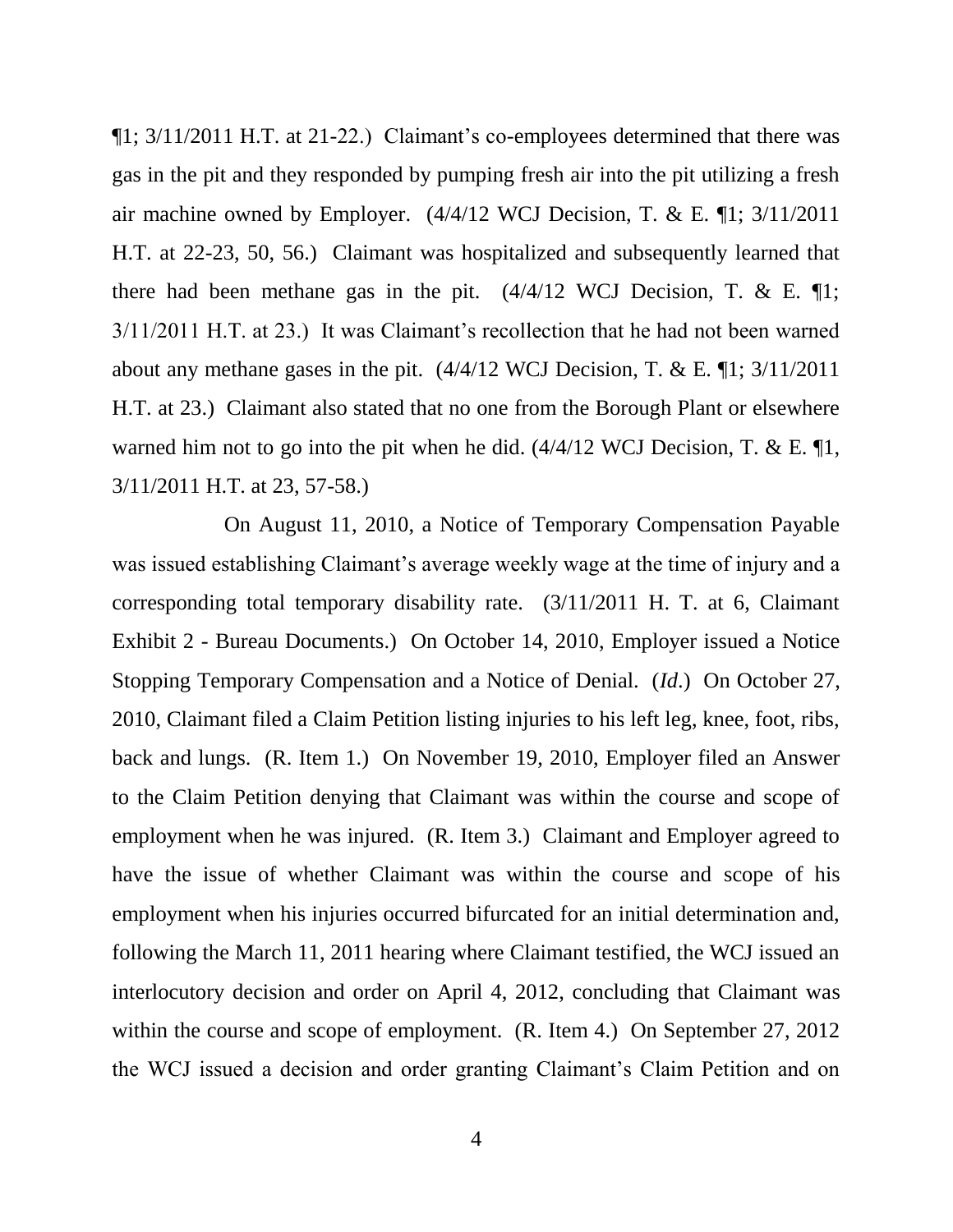¶1; 3/11/2011 H.T. at 21-22.) Claimant's co-employees determined that there was gas in the pit and they responded by pumping fresh air into the pit utilizing a fresh air machine owned by Employer. (4/4/12 WCJ Decision, T. & E. ¶1; 3/11/2011 H.T. at 22-23, 50, 56.) Claimant was hospitalized and subsequently learned that there had been methane gas in the pit. (4/4/12 WCJ Decision, T. & E. ¶1; 3/11/2011 H.T. at 23.) It was Claimant's recollection that he had not been warned about any methane gases in the pit. (4/4/12 WCJ Decision, T. & E. ¶1; 3/11/2011 H.T. at 23.) Claimant also stated that no one from the Borough Plant or elsewhere warned him not to go into the pit when he did. (4/4/12 WCJ Decision, T. & E. ¶1, 3/11/2011 H.T. at 23, 57-58.)

On August 11, 2010, a Notice of Temporary Compensation Payable was issued establishing Claimant's average weekly wage at the time of injury and a corresponding total temporary disability rate. (3/11/2011 H. T. at 6, Claimant Exhibit 2 - Bureau Documents.) On October 14, 2010, Employer issued a Notice Stopping Temporary Compensation and a Notice of Denial. (*Id*.) On October 27, 2010, Claimant filed a Claim Petition listing injuries to his left leg, knee, foot, ribs, back and lungs. (R. Item 1.) On November 19, 2010, Employer filed an Answer to the Claim Petition denying that Claimant was within the course and scope of employment when he was injured. (R. Item 3.) Claimant and Employer agreed to have the issue of whether Claimant was within the course and scope of his employment when his injuries occurred bifurcated for an initial determination and, following the March 11, 2011 hearing where Claimant testified, the WCJ issued an interlocutory decision and order on April 4, 2012, concluding that Claimant was within the course and scope of employment. (R. Item 4.) On September 27, 2012 the WCJ issued a decision and order granting Claimant's Claim Petition and on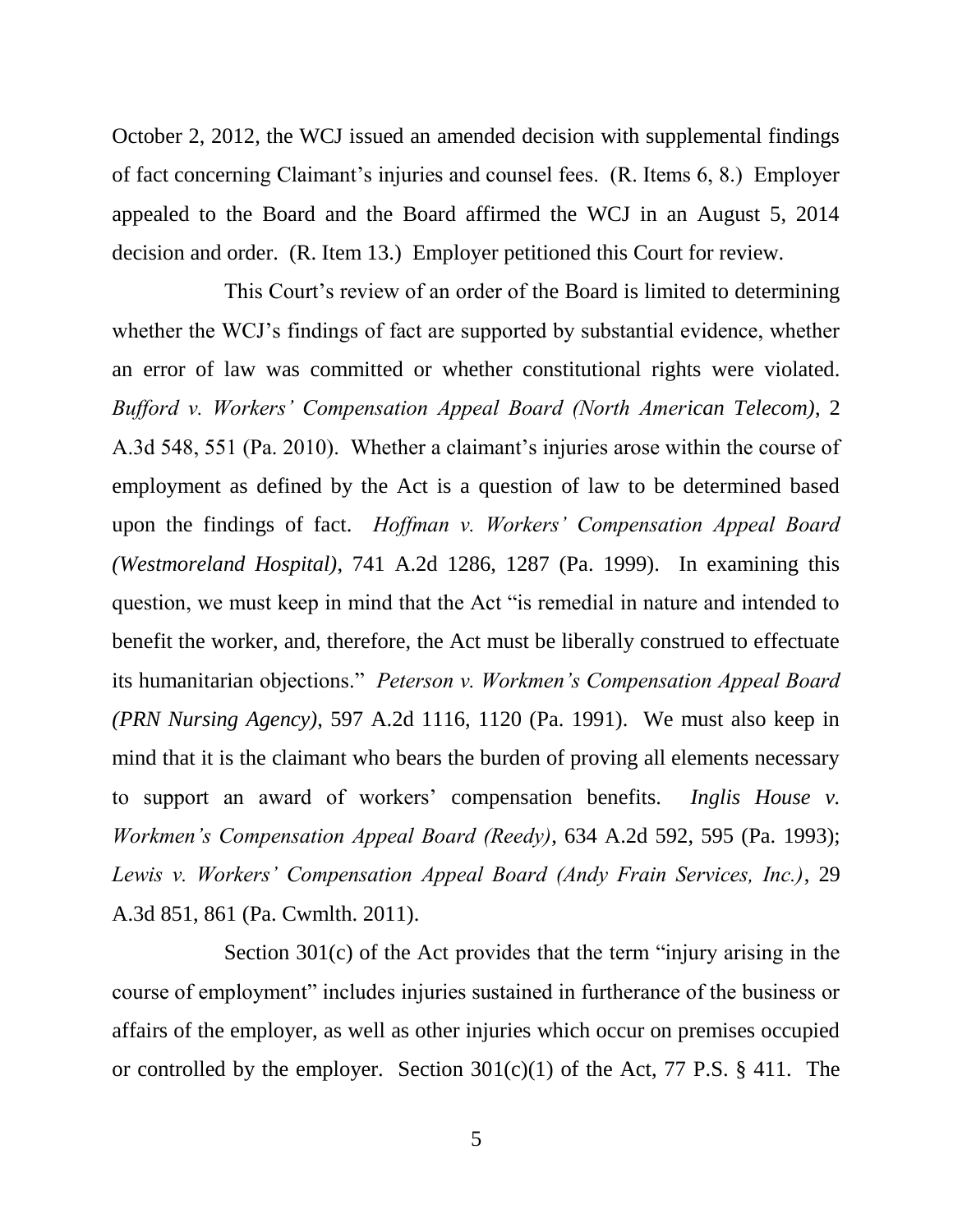October 2, 2012, the WCJ issued an amended decision with supplemental findings of fact concerning Claimant's injuries and counsel fees. (R. Items 6, 8.) Employer appealed to the Board and the Board affirmed the WCJ in an August 5, 2014 decision and order. (R. Item 13.) Employer petitioned this Court for review.

This Court's review of an order of the Board is limited to determining whether the WCJ's findings of fact are supported by substantial evidence, whether an error of law was committed or whether constitutional rights were violated. *Bufford v. Workers' Compensation Appeal Board (North American Telecom)*, 2 A.3d 548, 551 (Pa. 2010). Whether a claimant's injuries arose within the course of employment as defined by the Act is a question of law to be determined based upon the findings of fact. *Hoffman v. Workers' Compensation Appeal Board (Westmoreland Hospital)*, 741 A.2d 1286, 1287 (Pa. 1999). In examining this question, we must keep in mind that the Act "is remedial in nature and intended to benefit the worker, and, therefore, the Act must be liberally construed to effectuate its humanitarian objections." *Peterson v. Workmen's Compensation Appeal Board (PRN Nursing Agency)*, 597 A.2d 1116, 1120 (Pa. 1991). We must also keep in mind that it is the claimant who bears the burden of proving all elements necessary to support an award of workers' compensation benefits. *Inglis House v. Workmen's Compensation Appeal Board (Reedy)*, 634 A.2d 592, 595 (Pa. 1993); *Lewis v. Workers' Compensation Appeal Board (Andy Frain Services, Inc.)*, 29 A.3d 851, 861 (Pa. Cwmlth. 2011).

Section 301(c) of the Act provides that the term "injury arising in the course of employment" includes injuries sustained in furtherance of the business or affairs of the employer, as well as other injuries which occur on premises occupied or controlled by the employer. Section 301(c)(1) of the Act, 77 P.S. § 411. The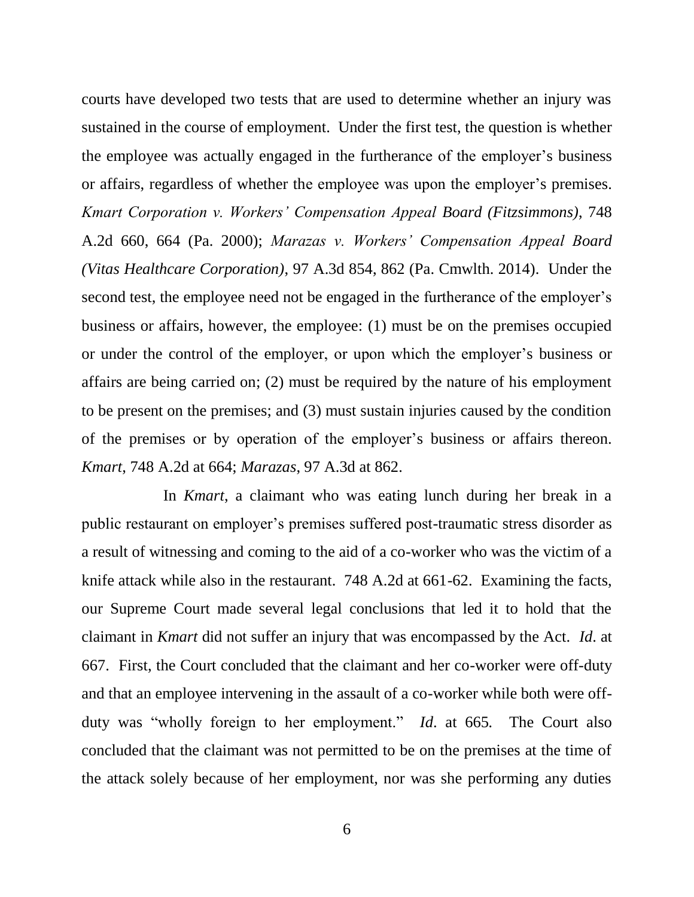courts have developed two tests that are used to determine whether an injury was sustained in the course of employment. Under the first test, the question is whether the employee was actually engaged in the furtherance of the employer's business or affairs, regardless of whether the employee was upon the employer's premises. *Kmart Corporation v. Workers' Compensation Appeal Board (Fitzsimmons)*, 748 A.2d 660, 664 (Pa. 2000); *Marazas v. Workers' Compensation Appeal Board (Vitas Healthcare Corporation)*, 97 A.3d 854, 862 (Pa. Cmwlth. 2014). Under the second test, the employee need not be engaged in the furtherance of the employer's business or affairs, however, the employee: (1) must be on the premises occupied or under the control of the employer, or upon which the employer's business or affairs are being carried on; (2) must be required by the nature of his employment to be present on the premises; and (3) must sustain injuries caused by the condition of the premises or by operation of the employer's business or affairs thereon. *Kmart*, 748 A.2d at 664; *Marazas*, 97 A.3d at 862.

In *Kmart*, a claimant who was eating lunch during her break in a public restaurant on employer's premises suffered post-traumatic stress disorder as a result of witnessing and coming to the aid of a co-worker who was the victim of a knife attack while also in the restaurant. 748 A.2d at 661-62. Examining the facts, our Supreme Court made several legal conclusions that led it to hold that the claimant in *Kmart* did not suffer an injury that was encompassed by the Act. *Id*. at 667. First, the Court concluded that the claimant and her co-worker were off-duty and that an employee intervening in the assault of a co-worker while both were off-duty was "wholly foreign to her employment." *Id*. at 665. The Court also concluded that the claimant was not permitted to be on the premises at the time of the attack solely because of her employment, nor was she performing any duties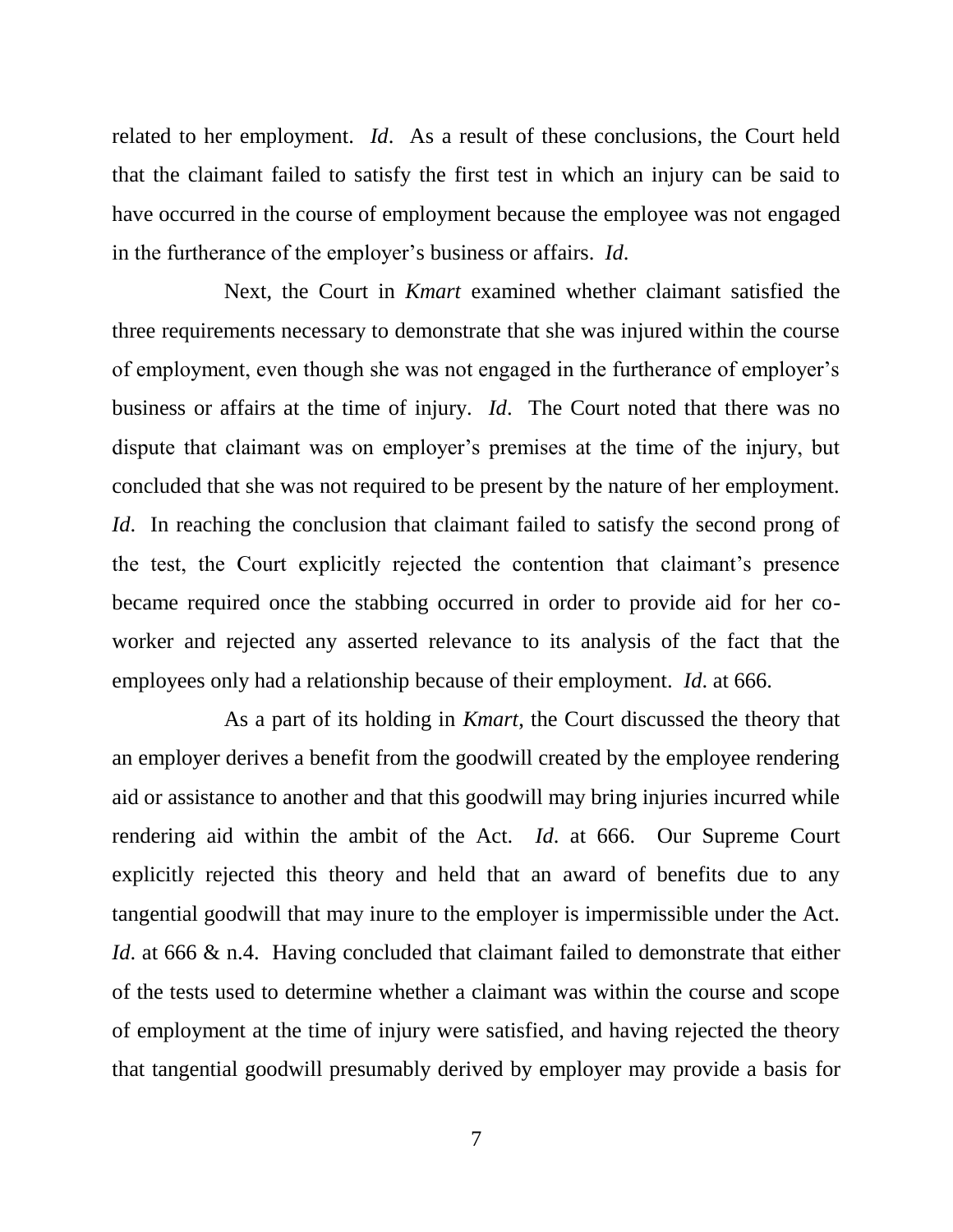related to her employment. *Id*. As a result of these conclusions, the Court held that the claimant failed to satisfy the first test in which an injury can be said to have occurred in the course of employment because the employee was not engaged in the furtherance of the employer's business or affairs. *Id*.

Next, the Court in *Kmart* examined whether claimant satisfied the three requirements necessary to demonstrate that she was injured within the course of employment, even though she was not engaged in the furtherance of employer's business or affairs at the time of injury. *Id*. The Court noted that there was no dispute that claimant was on employer's premises at the time of the injury, but concluded that she was not required to be present by the nature of her employment. *Id*. In reaching the conclusion that claimant failed to satisfy the second prong of the test, the Court explicitly rejected the contention that claimant's presence became required once the stabbing occurred in order to provide aid for her co-worker and rejected any asserted relevance to its analysis of the fact that the employees only had a relationship because of their employment. *Id*. at 666.

As a part of its holding in *Kmart*, the Court discussed the theory that an employer derives a benefit from the goodwill created by the employee rendering aid or assistance to another and that this goodwill may bring injuries incurred while rendering aid within the ambit of the Act. *Id*. at 666. Our Supreme Court explicitly rejected this theory and held that an award of benefits due to any tangential goodwill that may inure to the employer is impermissible under the Act. *Id*. at 666 & n.4. Having concluded that claimant failed to demonstrate that either of the tests used to determine whether a claimant was within the course and scope of employment at the time of injury were satisfied, and having rejected the theory that tangential goodwill presumably derived by employer may provide a basis for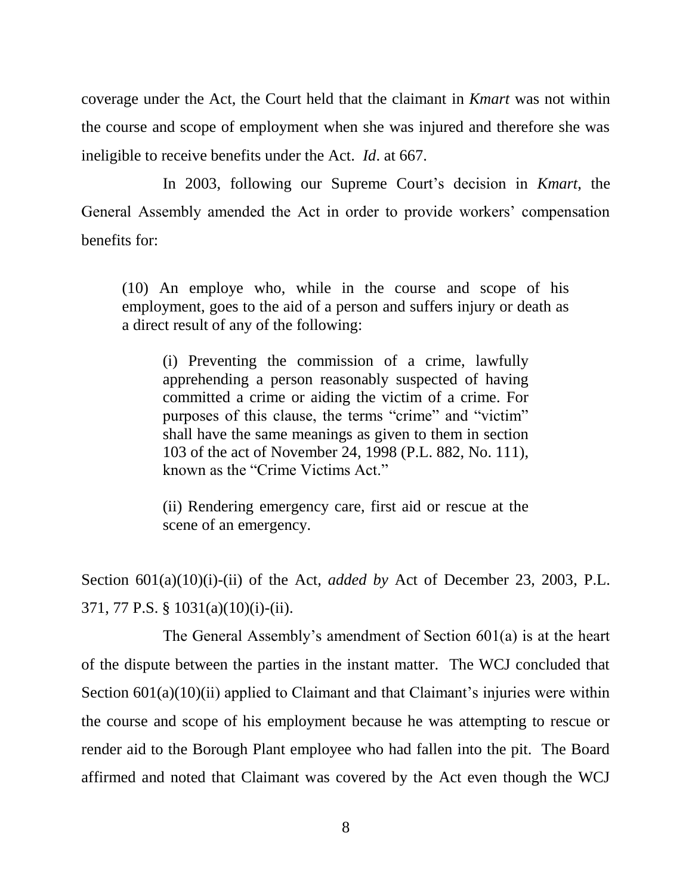coverage under the Act, the Court held that the claimant in *Kmart* was not within the course and scope of employment when she was injured and therefore she was ineligible to receive benefits under the Act. *Id*. at 667.

In 2003, following our Supreme Court's decision in *Kmart*, the General Assembly amended the Act in order to provide workers' compensation benefits for:

> (10) An employe who, while in the course and scope of his employment, goes to the aid of a person and suffers injury or death as a direct result of any of the following:
>
> > (i) Preventing the commission of a crime, lawfully apprehending a person reasonably suspected of having committed a crime or aiding the victim of a crime. For purposes of this clause, the terms "crime" and "victim" shall have the same meanings as given to them in section 103 of the act of November 24, 1998 (P.L. 882, No. 111), known as the "Crime Victims Act."
> >
> > (ii) Rendering emergency care, first aid or rescue at the scene of an emergency.

Section 601(a)(10)(i)-(ii) of the Act, *added by* Act of December 23, 2003, P.L. 371, 77 P.S. § 1031(a)(10)(i)-(ii).

The General Assembly's amendment of Section 601(a) is at the heart of the dispute between the parties in the instant matter. The WCJ concluded that Section 601(a)(10)(ii) applied to Claimant and that Claimant's injuries were within the course and scope of his employment because he was attempting to rescue or render aid to the Borough Plant employee who had fallen into the pit. The Board affirmed and noted that Claimant was covered by the Act even though the WCJ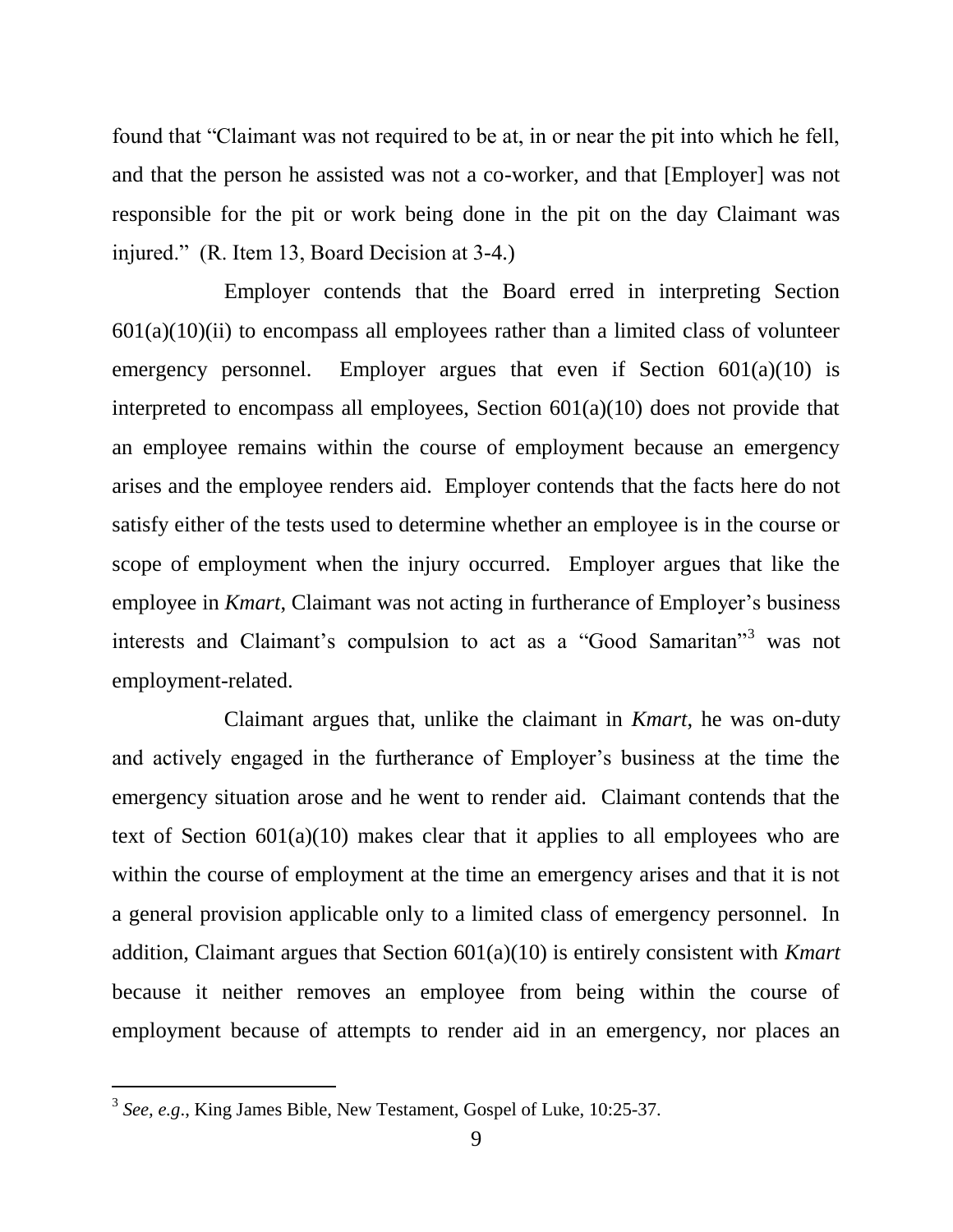found that "Claimant was not required to be at, in or near the pit into which he fell, and that the person he assisted was not a co-worker, and that [Employer] was not responsible for the pit or work being done in the pit on the day Claimant was injured." (R. Item 13, Board Decision at 3-4.)

Employer contends that the Board erred in interpreting Section 601(a)(10)(ii) to encompass all employees rather than a limited class of volunteer emergency personnel. Employer argues that even if Section 601(a)(10) is interpreted to encompass all employees, Section 601(a)(10) does not provide that an employee remains within the course of employment because an emergency arises and the employee renders aid. Employer contends that the facts here do not satisfy either of the tests used to determine whether an employee is in the course or scope of employment when the injury occurred. Employer argues that like the employee in *Kmart*, Claimant was not acting in furtherance of Employer's business interests and Claimant's compulsion to act as a "Good Samaritan"[3] was not employment-related.

Claimant argues that, unlike the claimant in *Kmart*, he was on-duty and actively engaged in the furtherance of Employer's business at the time the emergency situation arose and he went to render aid. Claimant contends that the text of Section 601(a)(10) makes clear that it applies to all employees who are within the course of employment at the time an emergency arises and that it is not a general provision applicable only to a limited class of emergency personnel. In addition, Claimant argues that Section 601(a)(10) is entirely consistent with *Kmart* because it neither removes an employee from being within the course of employment because of attempts to render aid in an emergency, nor places an

---

[3] *See, e.g.*, King James Bible, New Testament, Gospel of Luke, 10:25-37.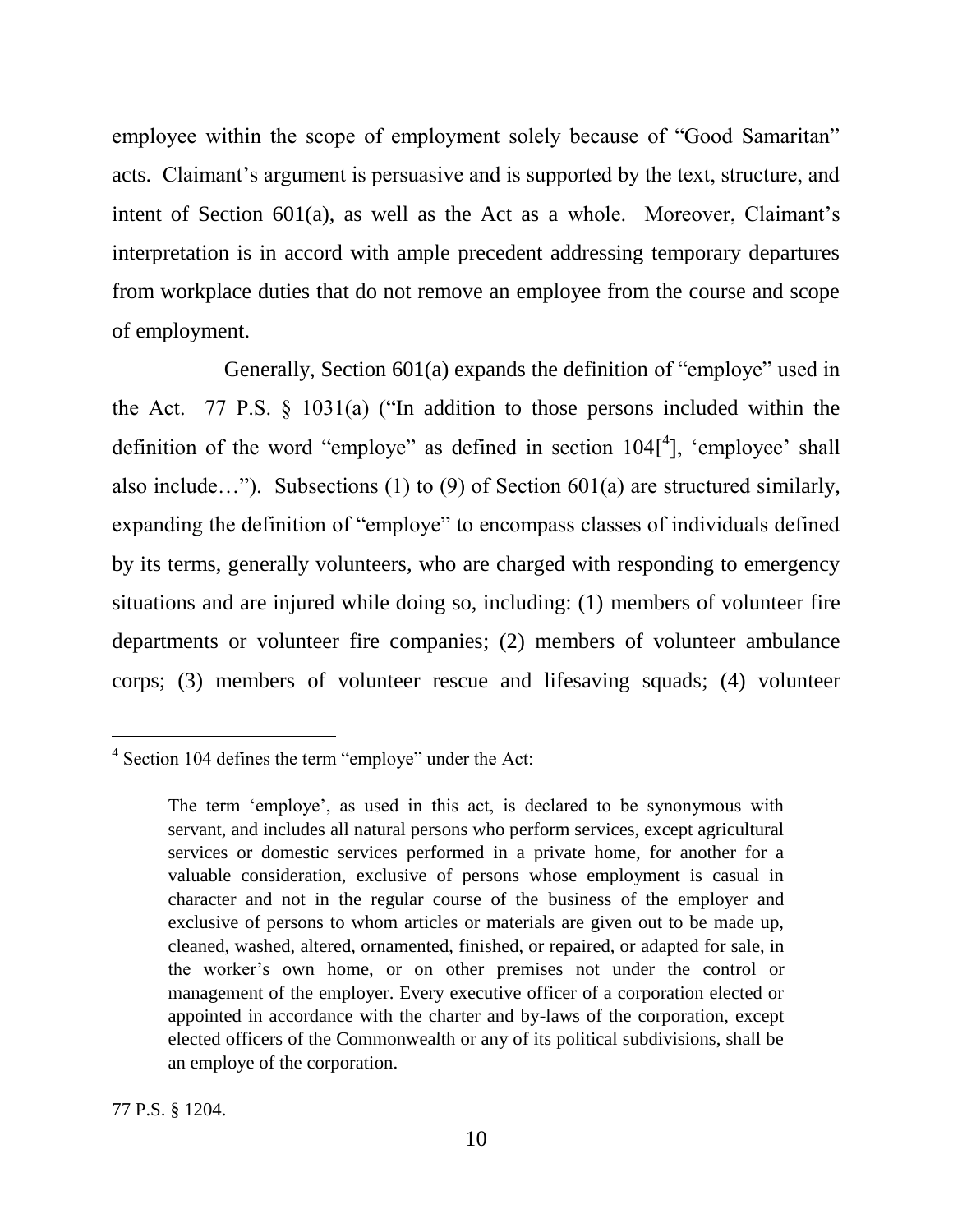employee within the scope of employment solely because of "Good Samaritan" acts. Claimant's argument is persuasive and is supported by the text, structure, and intent of Section 601(a), as well as the Act as a whole. Moreover, Claimant's interpretation is in accord with ample precedent addressing temporary departures from workplace duties that do not remove an employee from the course and scope of employment.

Generally, Section 601(a) expands the definition of "employe" used in the Act. 77 P.S. § 1031(a) ("In addition to those persons included within the definition of the word "employe" as defined in section 104[[4]], 'employee' shall also include…"). Subsections (1) to (9) of Section 601(a) are structured similarly, expanding the definition of "employe" to encompass classes of individuals defined by its terms, generally volunteers, who are charged with responding to emergency situations and are injured while doing so, including: (1) members of volunteer fire departments or volunteer fire companies; (2) members of volunteer ambulance corps; (3) members of volunteer rescue and lifesaving squads; (4) volunteer

---

[4] Section 104 defines the term "employe" under the Act:

> The term 'employe', as used in this act, is declared to be synonymous with servant, and includes all natural persons who perform services, except agricultural services or domestic services performed in a private home, for another for a valuable consideration, exclusive of persons whose employment is casual in character and not in the regular course of the business of the employer and exclusive of persons to whom articles or materials are given out to be made up, cleaned, washed, altered, ornamented, finished, or repaired, or adapted for sale, in the worker's own home, or on other premises not under the control or management of the employer. Every executive officer of a corporation elected or appointed in accordance with the charter and by-laws of the corporation, except elected officers of the Commonwealth or any of its political subdivisions, shall be an employe of the corporation.

77 P.S. § 1204.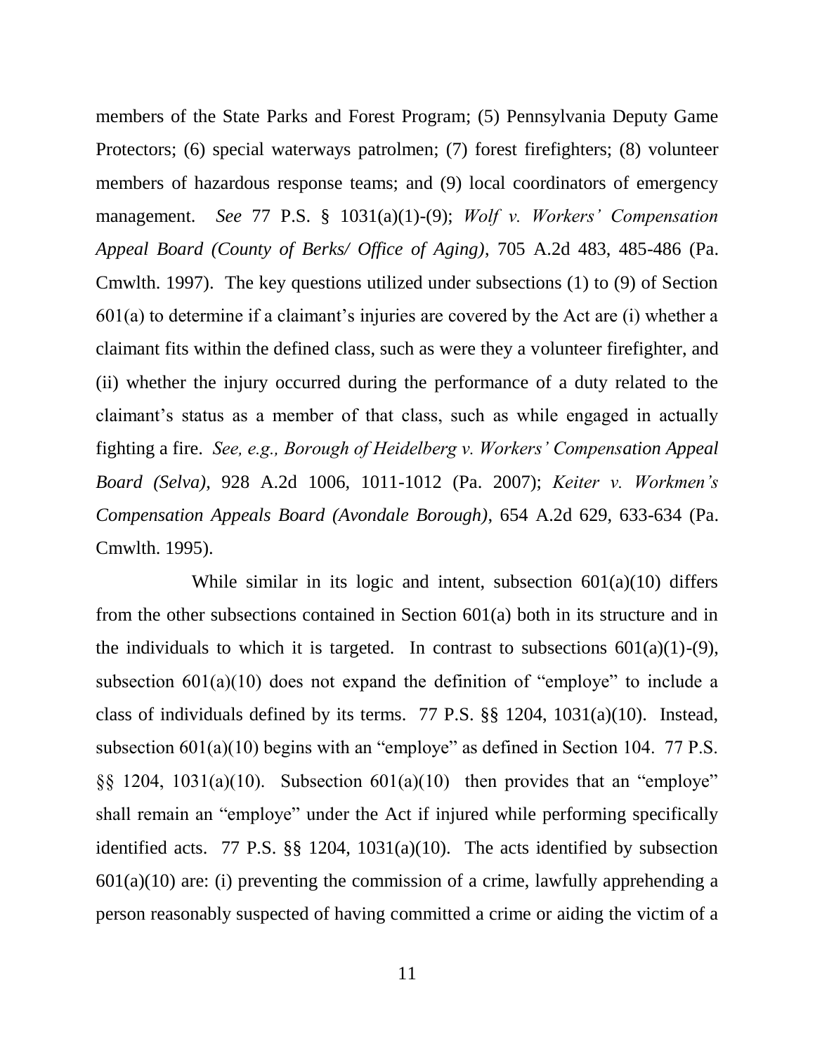members of the State Parks and Forest Program; (5) Pennsylvania Deputy Game Protectors; (6) special waterways patrolmen; (7) forest firefighters; (8) volunteer members of hazardous response teams; and (9) local coordinators of emergency management. *See* 77 P.S. § 1031(a)(1)-(9); *Wolf v. Workers' Compensation Appeal Board (County of Berks/ Office of Aging)*, 705 A.2d 483, 485-486 (Pa. Cmwlth. 1997). The key questions utilized under subsections (1) to (9) of Section 601(a) to determine if a claimant's injuries are covered by the Act are (i) whether a claimant fits within the defined class, such as were they a volunteer firefighter, and (ii) whether the injury occurred during the performance of a duty related to the claimant's status as a member of that class, such as while engaged in actually fighting a fire. *See, e.g., Borough of Heidelberg v. Workers' Compensation Appeal Board (Selva)*, 928 A.2d 1006, 1011-1012 (Pa. 2007); *Keiter v. Workmen's Compensation Appeals Board (Avondale Borough)*, 654 A.2d 629, 633-634 (Pa. Cmwlth. 1995).

While similar in its logic and intent, subsection 601(a)(10) differs from the other subsections contained in Section 601(a) both in its structure and in the individuals to which it is targeted. In contrast to subsections 601(a)(1)-(9), subsection 601(a)(10) does not expand the definition of "employe" to include a class of individuals defined by its terms. 77 P.S. §§ 1204, 1031(a)(10). Instead, subsection 601(a)(10) begins with an "employe" as defined in Section 104. 77 P.S. §§ 1204, 1031(a)(10). Subsection 601(a)(10) then provides that an "employe" shall remain an "employe" under the Act if injured while performing specifically identified acts. 77 P.S. §§ 1204, 1031(a)(10). The acts identified by subsection 601(a)(10) are: (i) preventing the commission of a crime, lawfully apprehending a person reasonably suspected of having committed a crime or aiding the victim of a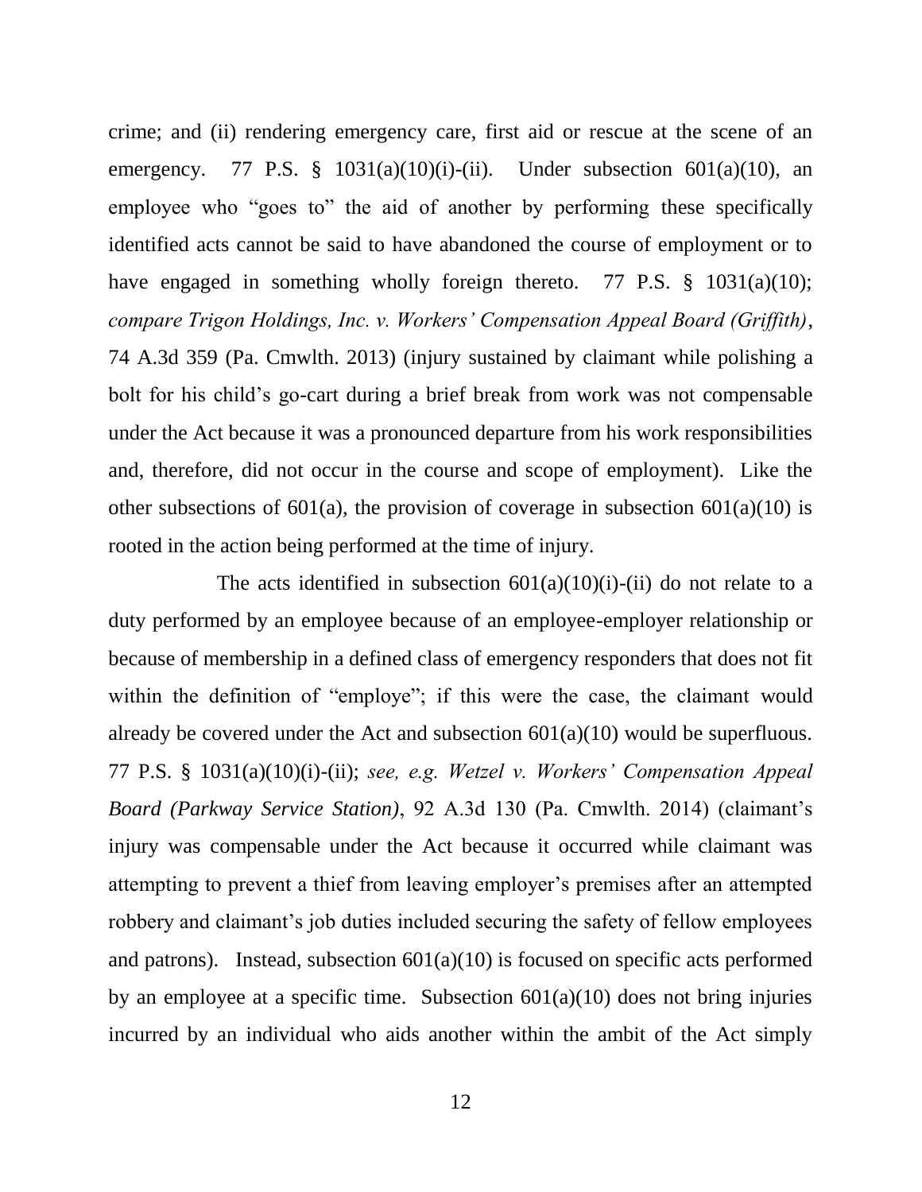crime; and (ii) rendering emergency care, first aid or rescue at the scene of an emergency. 77 P.S. § 1031(a)(10)(i)-(ii). Under subsection 601(a)(10), an employee who "goes to" the aid of another by performing these specifically identified acts cannot be said to have abandoned the course of employment or to have engaged in something wholly foreign thereto. 77 P.S. § 1031(a)(10); *compare Trigon Holdings, Inc. v. Workers' Compensation Appeal Board (Griffith)*, 74 A.3d 359 (Pa. Cmwlth. 2013) (injury sustained by claimant while polishing a bolt for his child's go-cart during a brief break from work was not compensable under the Act because it was a pronounced departure from his work responsibilities and, therefore, did not occur in the course and scope of employment). Like the other subsections of 601(a), the provision of coverage in subsection 601(a)(10) is rooted in the action being performed at the time of injury.

The acts identified in subsection 601(a)(10)(i)-(ii) do not relate to a duty performed by an employee because of an employee-employer relationship or because of membership in a defined class of emergency responders that does not fit within the definition of "employe"; if this were the case, the claimant would already be covered under the Act and subsection 601(a)(10) would be superfluous. 77 P.S. § 1031(a)(10)(i)-(ii); *see, e.g. Wetzel v. Workers' Compensation Appeal Board (Parkway Service Station)*, 92 A.3d 130 (Pa. Cmwlth. 2014) (claimant's injury was compensable under the Act because it occurred while claimant was attempting to prevent a thief from leaving employer's premises after an attempted robbery and claimant's job duties included securing the safety of fellow employees and patrons). Instead, subsection 601(a)(10) is focused on specific acts performed by an employee at a specific time. Subsection 601(a)(10) does not bring injuries incurred by an individual who aids another within the ambit of the Act simply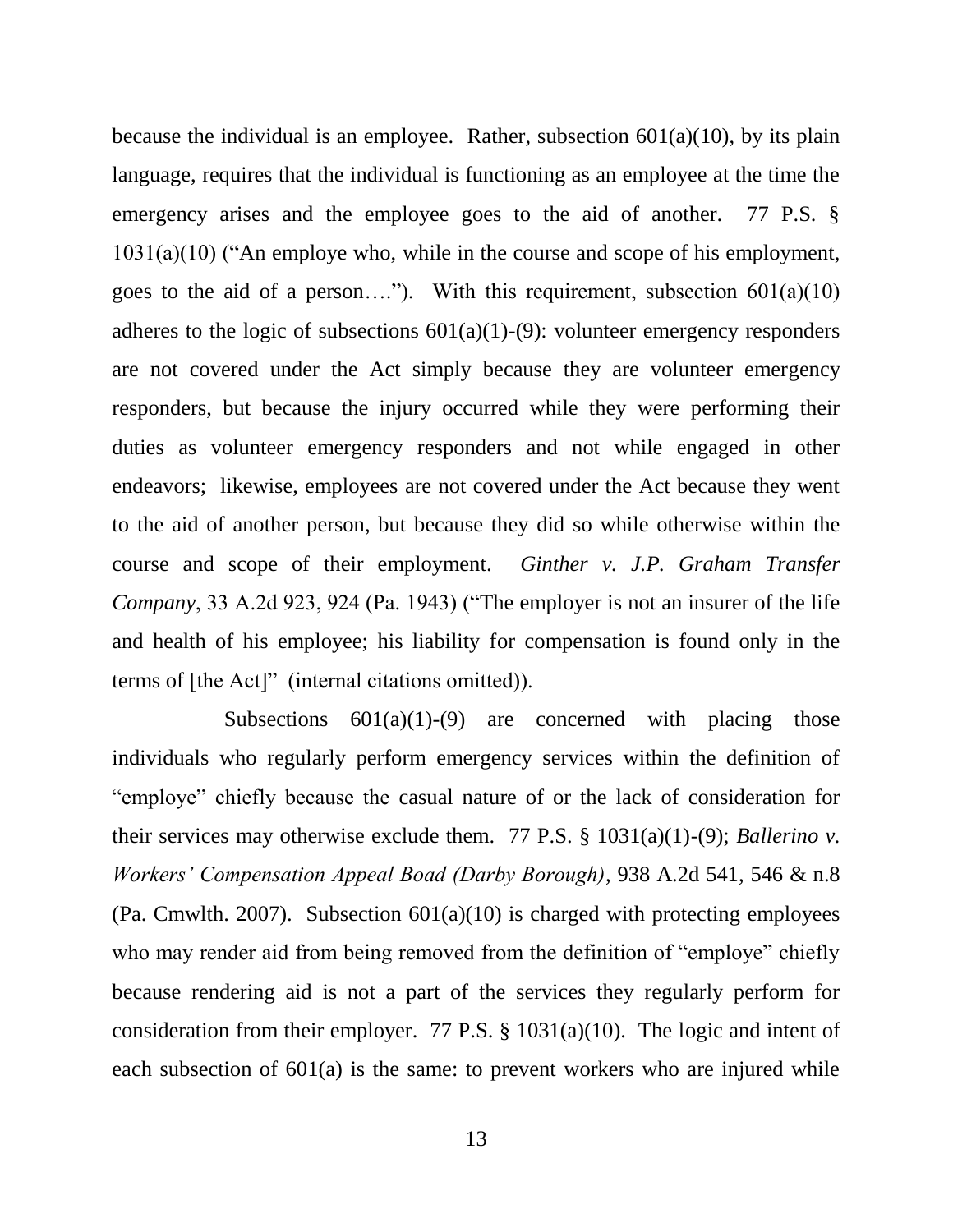because the individual is an employee. Rather, subsection 601(a)(10), by its plain language, requires that the individual is functioning as an employee at the time the emergency arises and the employee goes to the aid of another. 77 P.S. § 1031(a)(10) ("An employe who, while in the course and scope of his employment, goes to the aid of a person…."). With this requirement, subsection 601(a)(10) adheres to the logic of subsections 601(a)(1)-(9): volunteer emergency responders are not covered under the Act simply because they are volunteer emergency responders, but because the injury occurred while they were performing their duties as volunteer emergency responders and not while engaged in other endeavors; likewise, employees are not covered under the Act because they went to the aid of another person, but because they did so while otherwise within the course and scope of their employment. *Ginther v. J.P. Graham Transfer Company*, 33 A.2d 923, 924 (Pa. 1943) ("The employer is not an insurer of the life and health of his employee; his liability for compensation is found only in the terms of [the Act]" (internal citations omitted)).

Subsections 601(a)(1)-(9) are concerned with placing those individuals who regularly perform emergency services within the definition of "employe" chiefly because the casual nature of or the lack of consideration for their services may otherwise exclude them. 77 P.S. § 1031(a)(1)-(9); *Ballerino v. Workers' Compensation Appeal Boad (Darby Borough)*, 938 A.2d 541, 546 & n.8 (Pa. Cmwlth. 2007). Subsection 601(a)(10) is charged with protecting employees who may render aid from being removed from the definition of "employe" chiefly because rendering aid is not a part of the services they regularly perform for consideration from their employer. 77 P.S. § 1031(a)(10). The logic and intent of each subsection of 601(a) is the same: to prevent workers who are injured while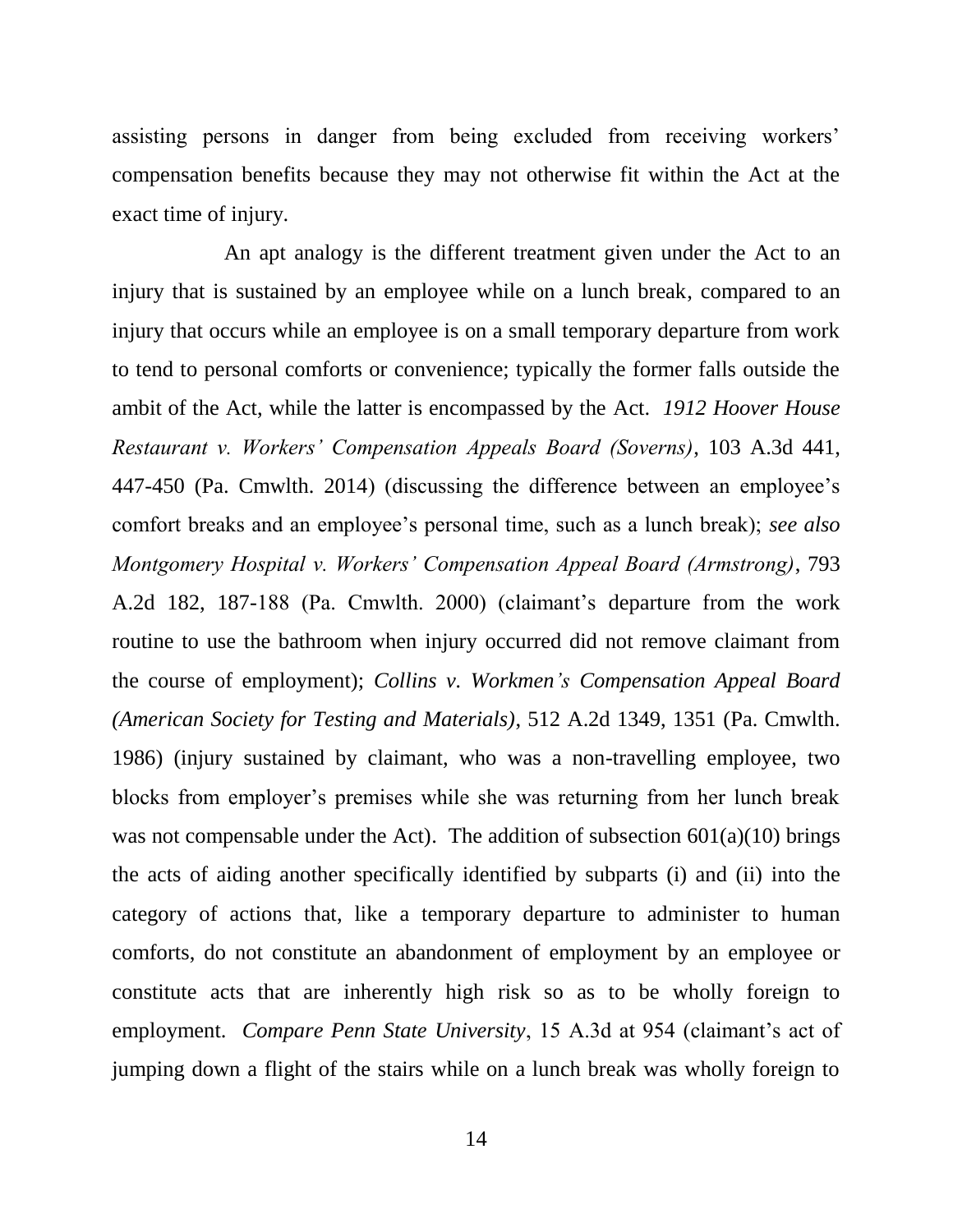assisting persons in danger from being excluded from receiving workers' compensation benefits because they may not otherwise fit within the Act at the exact time of injury.

An apt analogy is the different treatment given under the Act to an injury that is sustained by an employee while on a lunch break, compared to an injury that occurs while an employee is on a small temporary departure from work to tend to personal comforts or convenience; typically the former falls outside the ambit of the Act, while the latter is encompassed by the Act. *1912 Hoover House Restaurant v. Workers' Compensation Appeals Board (Soverns)*, 103 A.3d 441, 447-450 (Pa. Cmwlth. 2014) (discussing the difference between an employee's comfort breaks and an employee's personal time, such as a lunch break); *see also Montgomery Hospital v. Workers' Compensation Appeal Board (Armstrong)*, 793 A.2d 182, 187-188 (Pa. Cmwlth. 2000) (claimant's departure from the work routine to use the bathroom when injury occurred did not remove claimant from the course of employment); *Collins v. Workmen's Compensation Appeal Board (American Society for Testing and Materials)*, 512 A.2d 1349, 1351 (Pa. Cmwlth. 1986) (injury sustained by claimant, who was a non-travelling employee, two blocks from employer's premises while she was returning from her lunch break was not compensable under the Act). The addition of subsection 601(a)(10) brings the acts of aiding another specifically identified by subparts (i) and (ii) into the category of actions that, like a temporary departure to administer to human comforts, do not constitute an abandonment of employment by an employee or constitute acts that are inherently high risk so as to be wholly foreign to employment. *Compare Penn State University*, 15 A.3d at 954 (claimant's act of jumping down a flight of the stairs while on a lunch break was wholly foreign to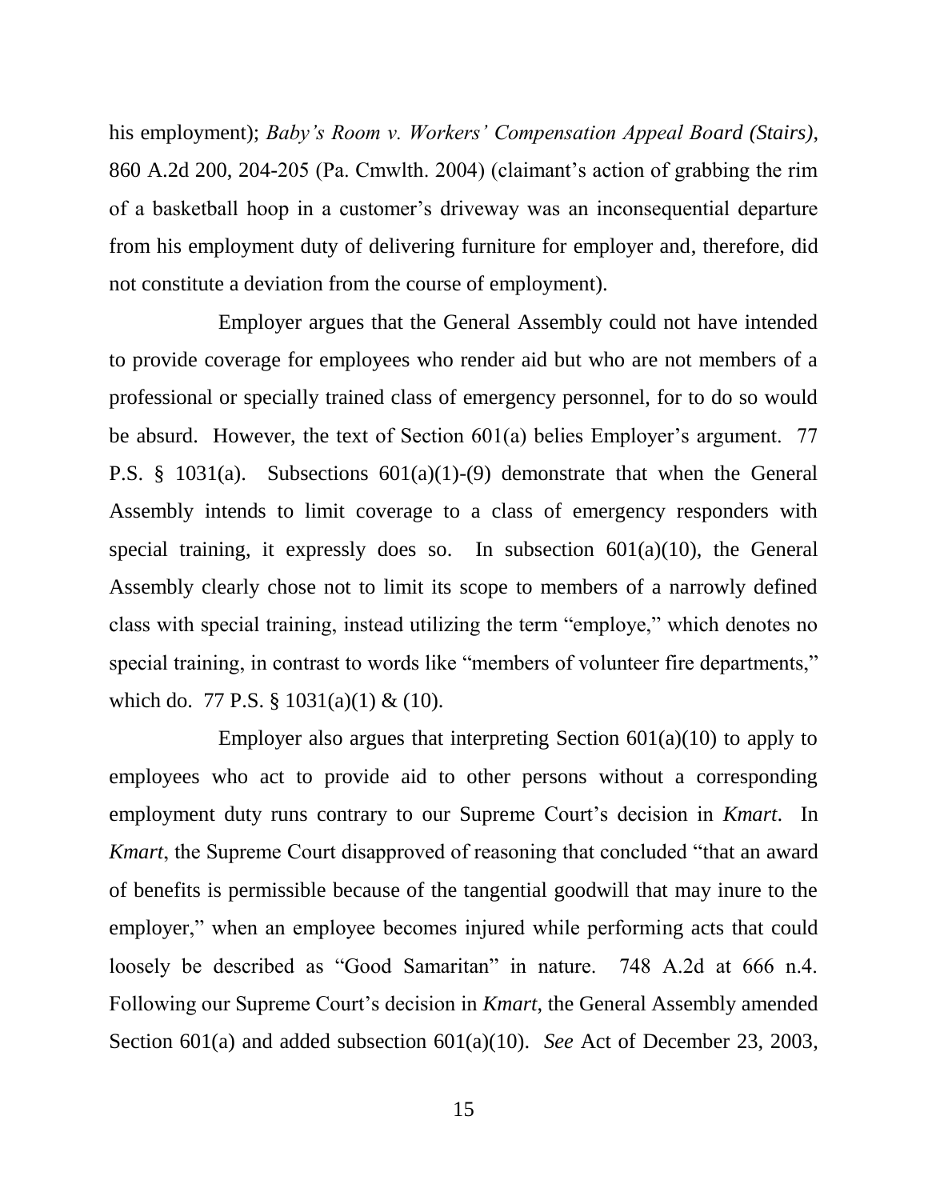his employment); *Baby's Room v. Workers' Compensation Appeal Board (Stairs)*, 860 A.2d 200, 204-205 (Pa. Cmwlth. 2004) (claimant's action of grabbing the rim of a basketball hoop in a customer's driveway was an inconsequential departure from his employment duty of delivering furniture for employer and, therefore, did not constitute a deviation from the course of employment).

Employer argues that the General Assembly could not have intended to provide coverage for employees who render aid but who are not members of a professional or specially trained class of emergency personnel, for to do so would be absurd. However, the text of Section 601(a) belies Employer's argument. 77 P.S. § 1031(a). Subsections 601(a)(1)-(9) demonstrate that when the General Assembly intends to limit coverage to a class of emergency responders with special training, it expressly does so. In subsection 601(a)(10), the General Assembly clearly chose not to limit its scope to members of a narrowly defined class with special training, instead utilizing the term "employe," which denotes no special training, in contrast to words like "members of volunteer fire departments," which do. 77 P.S. § 1031(a)(1) & (10).

Employer also argues that interpreting Section 601(a)(10) to apply to employees who act to provide aid to other persons without a corresponding employment duty runs contrary to our Supreme Court's decision in *Kmart*. In *Kmart*, the Supreme Court disapproved of reasoning that concluded "that an award of benefits is permissible because of the tangential goodwill that may inure to the employer," when an employee becomes injured while performing acts that could loosely be described as "Good Samaritan" in nature. 748 A.2d at 666 n.4. Following our Supreme Court's decision in *Kmart*, the General Assembly amended Section 601(a) and added subsection 601(a)(10). *See* Act of December 23, 2003,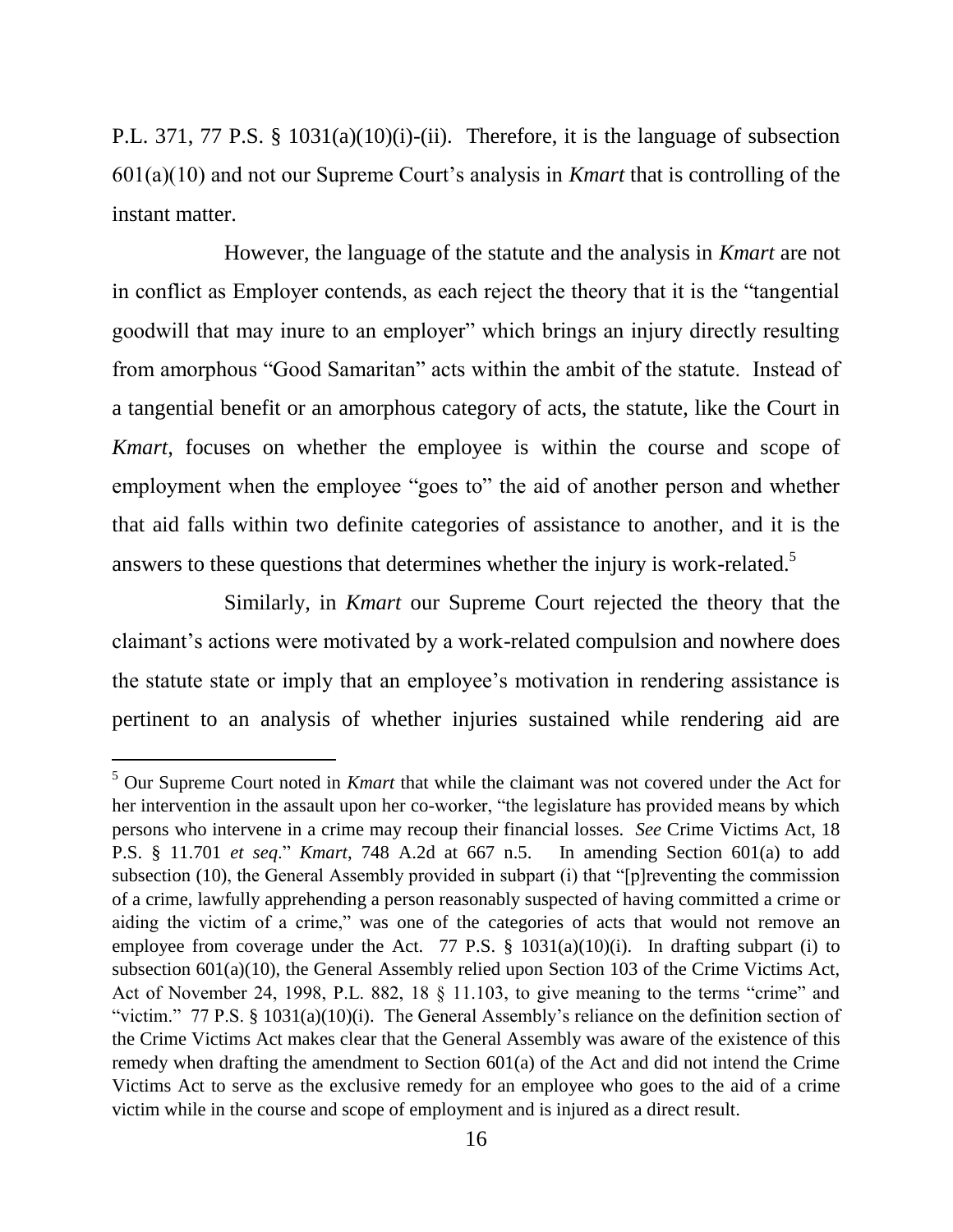P.L. 371, 77 P.S. § 1031(a)(10)(i)-(ii). Therefore, it is the language of subsection 601(a)(10) and not our Supreme Court's analysis in *Kmart* that is controlling of the instant matter.

However, the language of the statute and the analysis in *Kmart* are not in conflict as Employer contends, as each reject the theory that it is the "tangential goodwill that may inure to an employer" which brings an injury directly resulting from amorphous "Good Samaritan" acts within the ambit of the statute. Instead of a tangential benefit or an amorphous category of acts, the statute, like the Court in *Kmart*, focuses on whether the employee is within the course and scope of employment when the employee "goes to" the aid of another person and whether that aid falls within two definite categories of assistance to another, and it is the answers to these questions that determines whether the injury is work-related.[5]

Similarly, in *Kmart* our Supreme Court rejected the theory that the claimant's actions were motivated by a work-related compulsion and nowhere does the statute state or imply that an employee's motivation in rendering assistance is pertinent to an analysis of whether injuries sustained while rendering aid are

---

[5] Our Supreme Court noted in *Kmart* that while the claimant was not covered under the Act for her intervention in the assault upon her co-worker, "the legislature has provided means by which persons who intervene in a crime may recoup their financial losses. *See* Crime Victims Act, 18 P.S. § 11.701 *et seq*." *Kmart*, 748 A.2d at 667 n.5. In amending Section 601(a) to add subsection (10), the General Assembly provided in subpart (i) that "[p]reventing the commission of a crime, lawfully apprehending a person reasonably suspected of having committed a crime or aiding the victim of a crime," was one of the categories of acts that would not remove an employee from coverage under the Act. 77 P.S. § 1031(a)(10)(i). In drafting subpart (i) to subsection 601(a)(10), the General Assembly relied upon Section 103 of the Crime Victims Act, Act of November 24, 1998, P.L. 882, 18 § 11.103, to give meaning to the terms "crime" and "victim." 77 P.S. § 1031(a)(10)(i). The General Assembly's reliance on the definition section of the Crime Victims Act makes clear that the General Assembly was aware of the existence of this remedy when drafting the amendment to Section 601(a) of the Act and did not intend the Crime Victims Act to serve as the exclusive remedy for an employee who goes to the aid of a crime victim while in the course and scope of employment and is injured as a direct result.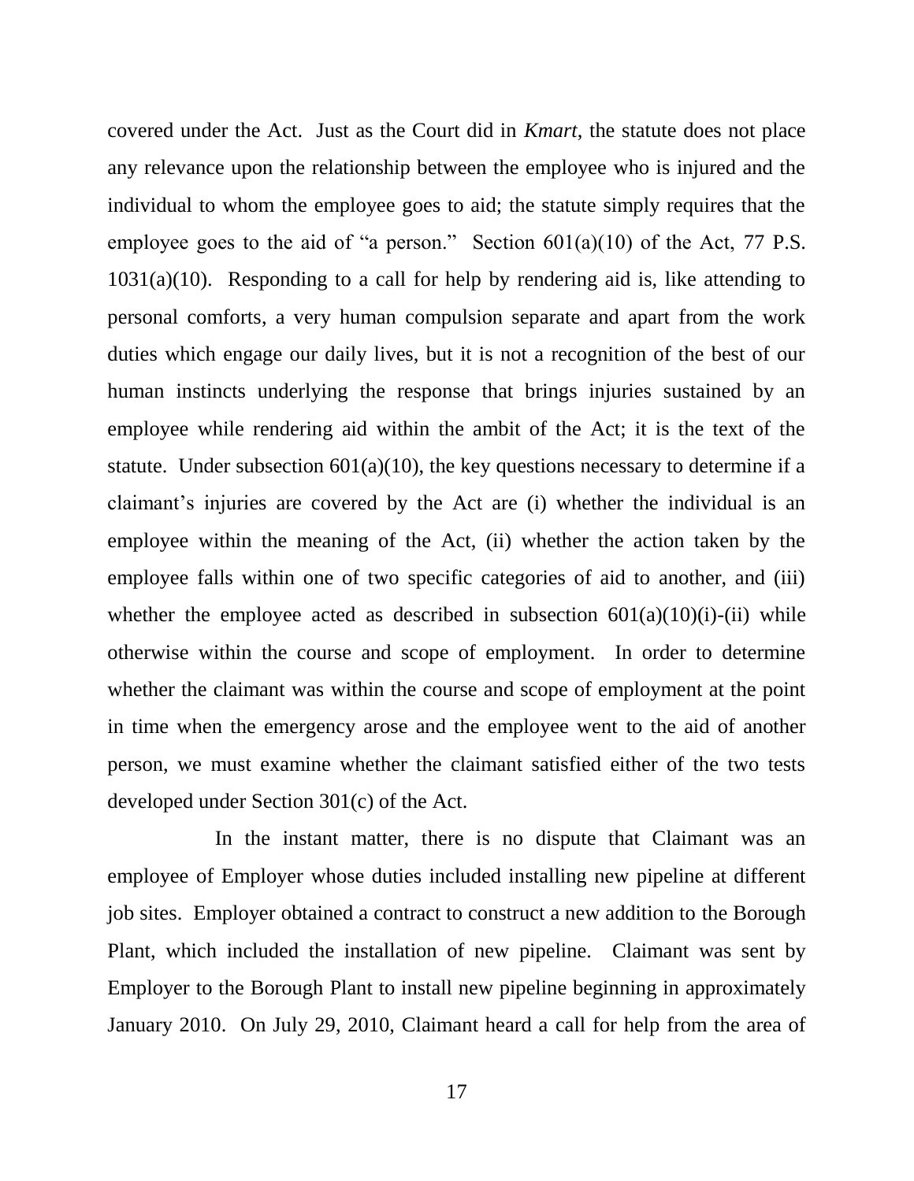covered under the Act. Just as the Court did in *Kmart*, the statute does not place any relevance upon the relationship between the employee who is injured and the individual to whom the employee goes to aid; the statute simply requires that the employee goes to the aid of "a person." Section 601(a)(10) of the Act, 77 P.S. 1031(a)(10). Responding to a call for help by rendering aid is, like attending to personal comforts, a very human compulsion separate and apart from the work duties which engage our daily lives, but it is not a recognition of the best of our human instincts underlying the response that brings injuries sustained by an employee while rendering aid within the ambit of the Act; it is the text of the statute. Under subsection 601(a)(10), the key questions necessary to determine if a claimant's injuries are covered by the Act are (i) whether the individual is an employee within the meaning of the Act, (ii) whether the action taken by the employee falls within one of two specific categories of aid to another, and (iii) whether the employee acted as described in subsection 601(a)(10)(i)-(ii) while otherwise within the course and scope of employment. In order to determine whether the claimant was within the course and scope of employment at the point in time when the emergency arose and the employee went to the aid of another person, we must examine whether the claimant satisfied either of the two tests developed under Section 301(c) of the Act.

In the instant matter, there is no dispute that Claimant was an employee of Employer whose duties included installing new pipeline at different job sites. Employer obtained a contract to construct a new addition to the Borough Plant, which included the installation of new pipeline. Claimant was sent by Employer to the Borough Plant to install new pipeline beginning in approximately January 2010. On July 29, 2010, Claimant heard a call for help from the area of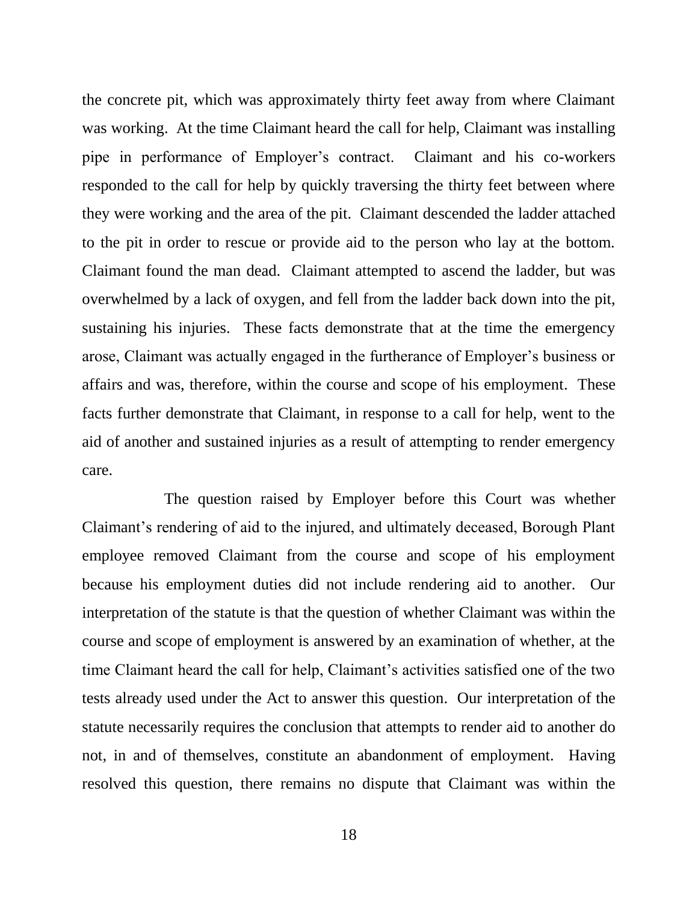the concrete pit, which was approximately thirty feet away from where Claimant was working. At the time Claimant heard the call for help, Claimant was installing pipe in performance of Employer's contract. Claimant and his co-workers responded to the call for help by quickly traversing the thirty feet between where they were working and the area of the pit. Claimant descended the ladder attached to the pit in order to rescue or provide aid to the person who lay at the bottom. Claimant found the man dead. Claimant attempted to ascend the ladder, but was overwhelmed by a lack of oxygen, and fell from the ladder back down into the pit, sustaining his injuries. These facts demonstrate that at the time the emergency arose, Claimant was actually engaged in the furtherance of Employer's business or affairs and was, therefore, within the course and scope of his employment. These facts further demonstrate that Claimant, in response to a call for help, went to the aid of another and sustained injuries as a result of attempting to render emergency care.

The question raised by Employer before this Court was whether Claimant's rendering of aid to the injured, and ultimately deceased, Borough Plant employee removed Claimant from the course and scope of his employment because his employment duties did not include rendering aid to another. Our interpretation of the statute is that the question of whether Claimant was within the course and scope of employment is answered by an examination of whether, at the time Claimant heard the call for help, Claimant's activities satisfied one of the two tests already used under the Act to answer this question. Our interpretation of the statute necessarily requires the conclusion that attempts to render aid to another do not, in and of themselves, constitute an abandonment of employment. Having resolved this question, there remains no dispute that Claimant was within the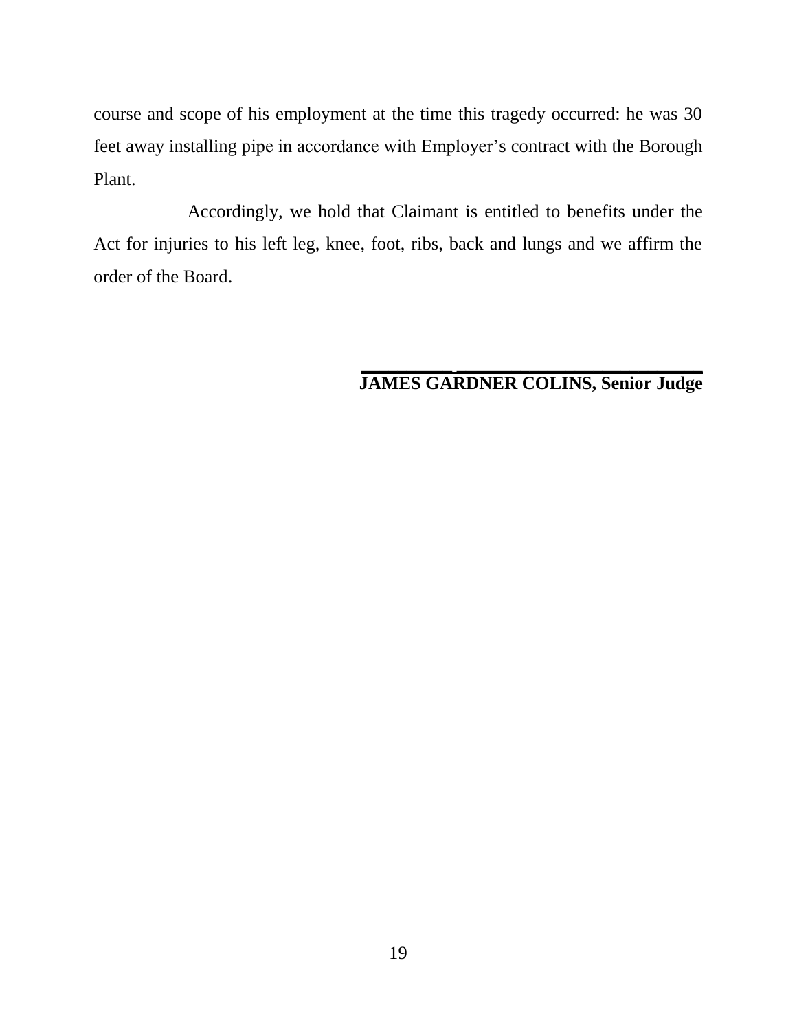course and scope of his employment at the time this tragedy occurred: he was 30 feet away installing pipe in accordance with Employer's contract with the Borough Plant.

Accordingly, we hold that Claimant is entitled to benefits under the Act for injuries to his left leg, knee, foot, ribs, back and lungs and we affirm the order of the Board.

**JAMES GARDNER COLINS, Senior Judge**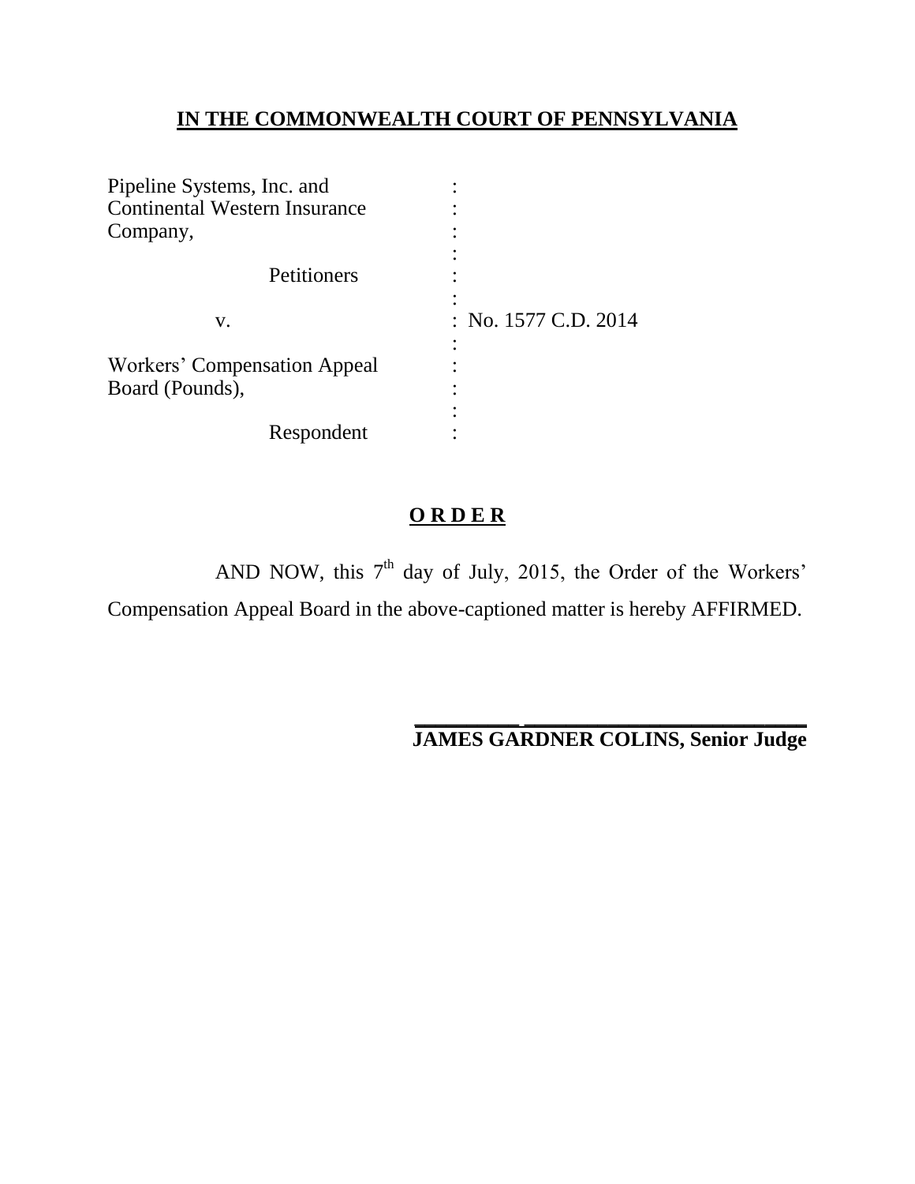**IN THE COMMONWEALTH COURT OF PENNSYLVANIA**

| | |
|---|---|
| Pipeline Systems, Inc. and Continental Western Insurance Company, | : |
| Petitioners | : |
| v. | : No. 1577 C.D. 2014 |
| Workers' Compensation Appeal Board (Pounds), | : |
| Respondent | : |

**O R D E R**

AND NOW, this 7th day of July, 2015, the Order of the Workers' Compensation Appeal Board in the above-captioned matter is hereby AFFIRMED.

\_\_\_\_\_\_\_\_\_\_\_\_\_\_\_\_\_\_\_\_\_\_\_\_\_\_\_\_\_\_\_\_\_\_\_\_\_\_

**JAMES GARDNER COLINS, Senior Judge**